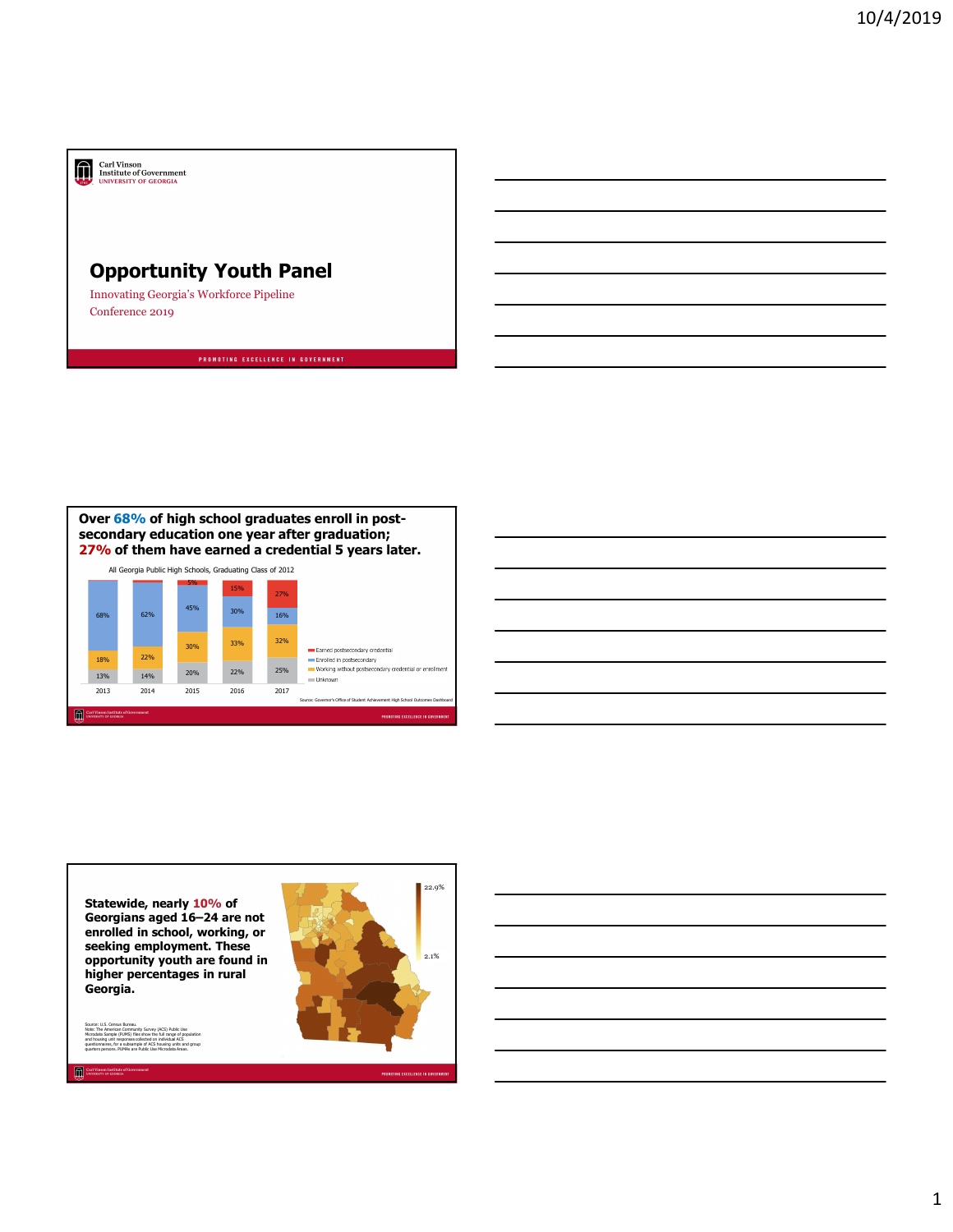Carl Vinson Institute of Government
UNIVERSITY OF GEORGIA

# Opportunity Youth Panel

Innovating Georgia's Workforce Pipeline Conference 2019

PROMOTING EXCELLENCE IN GOVERNMENT

---

## Over 68% of high school graduates enroll in post-secondary education one year after graduation; 27% of them have earned a credential 5 years later.

All Georgia Public High Schools, Graduating Class of 2012

| | 2013 | 2014 | 2015 | 2016 | 2017 |
|---|---|---|---|---|---|
| Earned postsecondary credential | | | 5% | 15% | 27% |
| Enrolled in postsecondary | 68% | 62% | 45% | 30% | 16% |
| Working without postsecondary credential or enrollment | 18% | 22% | 30% | 33% | 32% |
| Unknown | 13% | 14% | 20% | 22% | 25% |

Source: Governor's Office of Student Achievement High School Outcomes Dashboard

---

**Statewide, nearly 10% of Georgians aged 16–24 are not enrolled in school, working, or seeking employment. These opportunity youth are found in higher percentages in rural Georgia.**

Map legend: 22.9% – 2.1%

Source: U.S. Census Bureau.
Note: The American Community Survey (ACS) Public Use Microdata Sample (PUMS) files show the full range of population and housing unit responses collected on individual ACS questionnaires, for a subsample of ACS housing units and group quarters persons. PUMAs are Public Use Microdata Areas.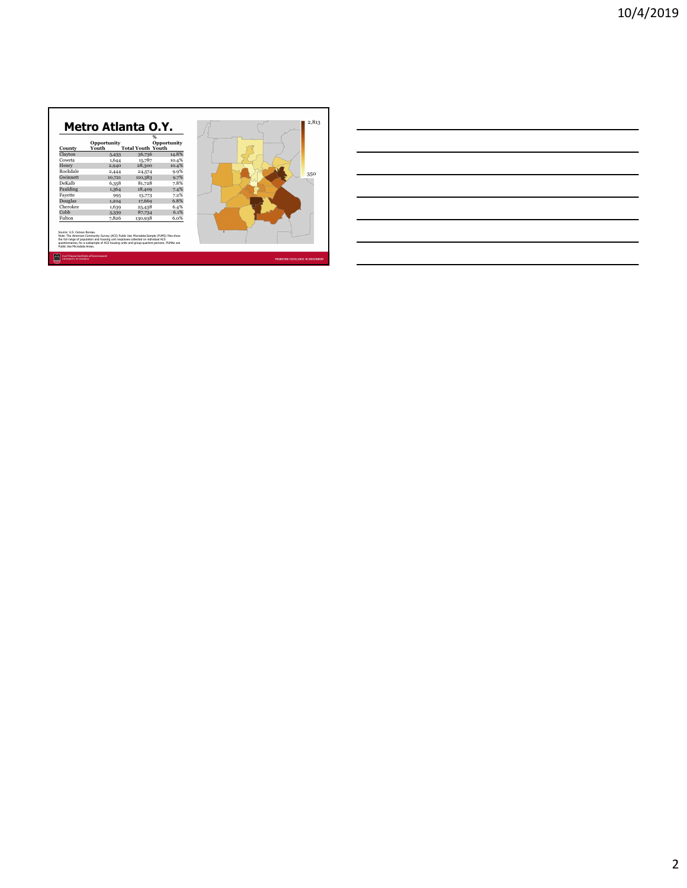## Metro Atlanta O.Y.

| County | Opportunity Youth | Total Youth | % Opportunity Youth |
|---|---|---|---|
| Clayton | 5,433 | 36,736 | 14.8% |
| Coweta | 1,644 | 15,787 | 10.4% |
| Henry | 2,940 | 28,300 | 10.4% |
| Rockdale | 2,444 | 24,574 | 9.9% |
| Gwinnett | 10,721 | 110,383 | 9.7% |
| DeKalb | 6,358 | 81,728 | 7.8% |
| Paulding | 1,364 | 18,409 | 7.4% |
| Fayette | 995 | 13,773 | 7.2% |
| Douglas | 1,204 | 17,669 | 6.8% |
| Cherokee | 1,639 | 25,438 | 6.4% |
| Cobb | 5,339 | 87,734 | 6.1% |
| Fulton | 7,826 | 130,938 | 6.0% |

Source: U.S. Census Bureau.
Note: The American Community Survey (ACS) Public Use Microdata Sample (PUMS) files show the full range of population and housing unit responses collected on individual ACS questionnaires, for a subsample of ACS housing units and group quarters persons. PUMAs are Public Use Microdata Areas.

2,813

350

Carl Vinson Institute of Government, University of Georgia

PROMOTING EXCELLENCE IN GOVERNMENT